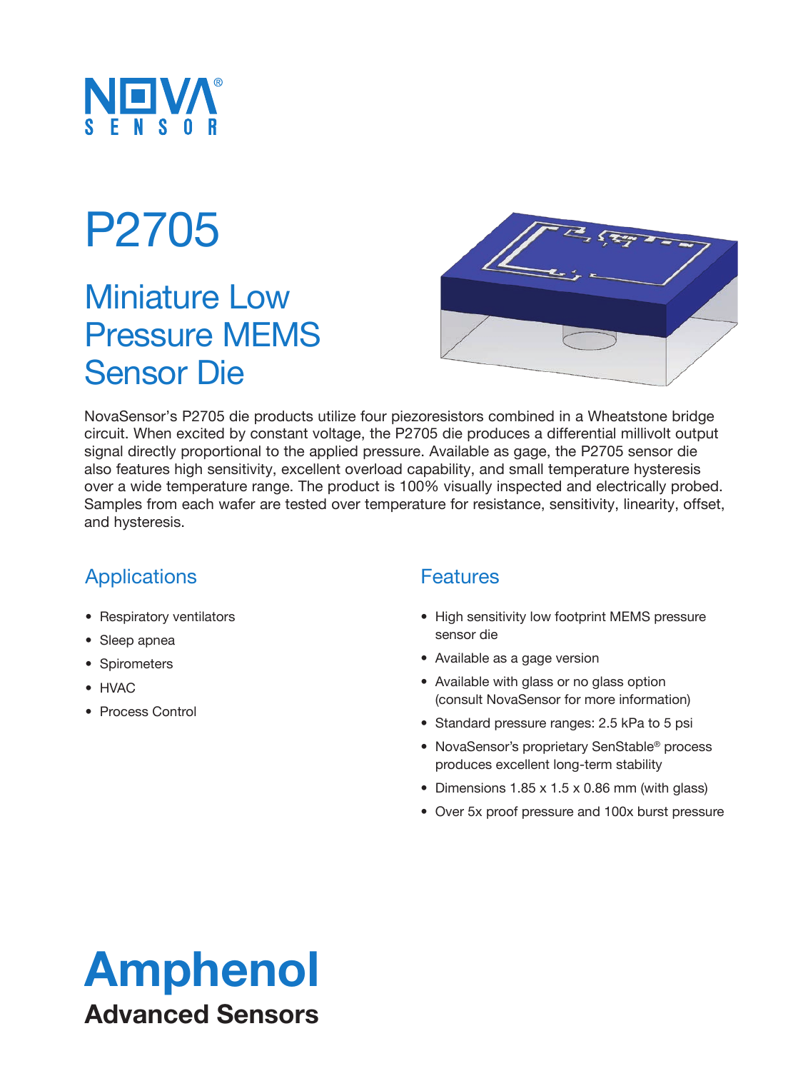NOVA® SENSOR

# P2705

## Miniature Low Pressure MEMS Sensor Die

NovaSensor's P2705 die products utilize four piezoresistors combined in a Wheatstone bridge circuit. When excited by constant voltage, the P2705 die produces a differential millivolt output signal directly proportional to the applied pressure. Available as gage, the P2705 sensor die also features high sensitivity, excellent overload capability, and small temperature hysteresis over a wide temperature range. The product is 100% visually inspected and electrically probed. Samples from each wafer are tested over temperature for resistance, sensitivity, linearity, offset, and hysteresis.

### Applications

- Respiratory ventilators
- Sleep apnea
- Spirometers
- HVAC
- Process Control

### Features

- High sensitivity low footprint MEMS pressure sensor die
- Available as a gage version
- Available with glass or no glass option (consult NovaSensor for more information)
- Standard pressure ranges: 2.5 kPa to 5 psi
- NovaSensor's proprietary SenStable® process produces excellent long-term stability
- Dimensions 1.85 x 1.5 x 0.86 mm (with glass)
- Over 5x proof pressure and 100x burst pressure

**Amphenol**
**Advanced Sensors**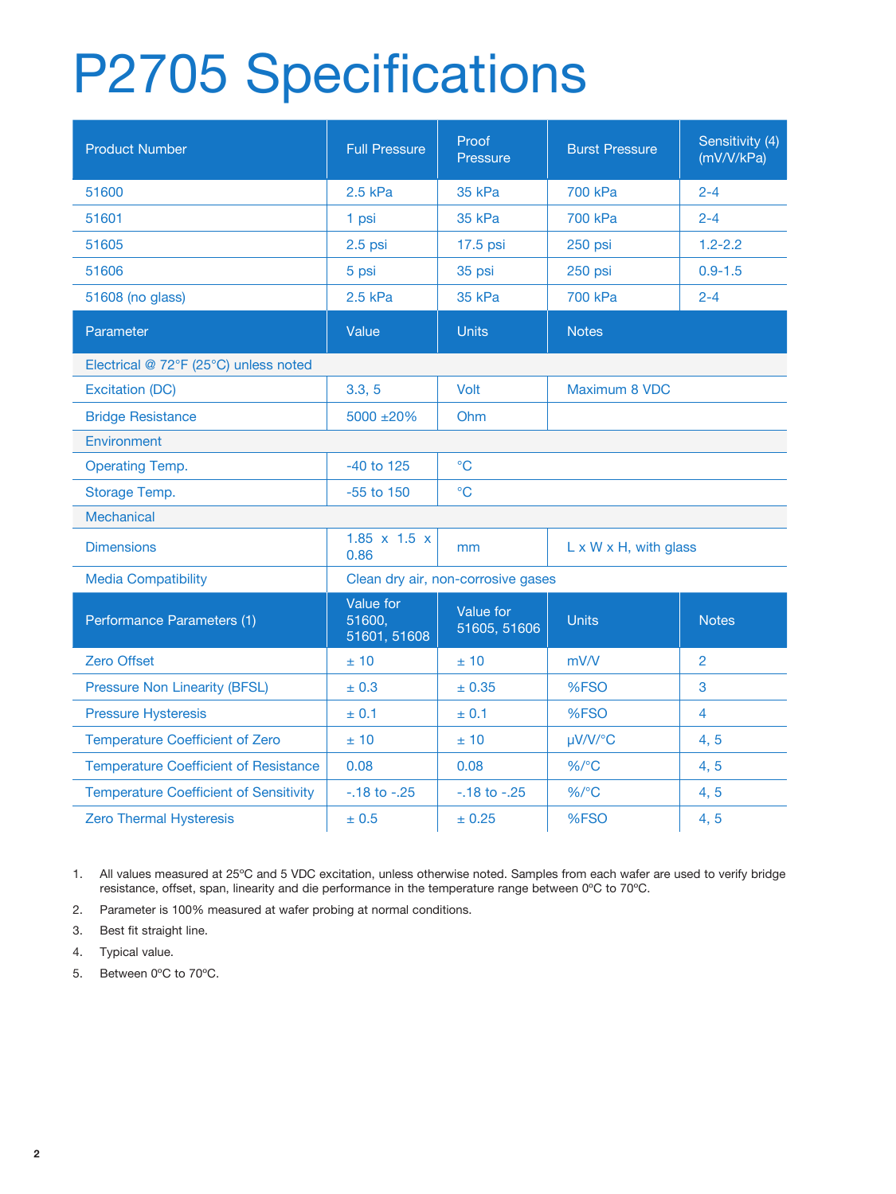# P2705 Specifications

| Product Number | Full Pressure | Proof Pressure | Burst Pressure | Sensitivity (4) (mV/V/kPa) |
| --- | --- | --- | --- | --- |
| 51600 | 2.5 kPa | 35 kPa | 700 kPa | 2-4 |
| 51601 | 1 psi | 35 kPa | 700 kPa | 2-4 |
| 51605 | 2.5 psi | 17.5 psi | 250 psi | 1.2-2.2 |
| 51606 | 5 psi | 35 psi | 250 psi | 0.9-1.5 |
| 51608 (no glass) | 2.5 kPa | 35 kPa | 700 kPa | 2-4 |
| **Parameter** | **Value** | **Units** | **Notes** | |
| Electrical @ 72°F (25°C) unless noted | | | | |
| Excitation (DC) | 3.3, 5 | Volt | Maximum 8 VDC | |
| Bridge Resistance | 5000 ±20% | Ohm | | |
| Environment | | | | |
| Operating Temp. | -40 to 125 | °C | | |
| Storage Temp. | -55 to 150 | °C | | |
| Mechanical | | | | |
| Dimensions | 1.85 x 1.5 x 0.86 | mm | L x W x H, with glass | |
| Media Compatibility | Clean dry air, non-corrosive gases | | | |
| **Performance Parameters (1)** | **Value for 51600, 51601, 51608** | **Value for 51605, 51606** | **Units** | **Notes** |
| Zero Offset | ± 10 | ± 10 | mV/V | 2 |
| Pressure Non Linearity (BFSL) | ± 0.3 | ± 0.35 | %FSO | 3 |
| Pressure Hysteresis | ± 0.1 | ± 0.1 | %FSO | 4 |
| Temperature Coefficient of Zero | ± 10 | ± 10 | µV/V/°C | 4, 5 |
| Temperature Coefficient of Resistance | 0.08 | 0.08 | %/°C | 4, 5 |
| Temperature Coefficient of Sensitivity | -.18 to -.25 | -.18 to -.25 | %/°C | 4, 5 |
| Zero Thermal Hysteresis | ± 0.5 | ± 0.25 | %FSO | 4, 5 |

1. All values measured at 25ºC and 5 VDC excitation, unless otherwise noted. Samples from each wafer are used to verify bridge resistance, offset, span, linearity and die performance in the temperature range between 0ºC to 70ºC.
2. Parameter is 100% measured at wafer probing at normal conditions.
3. Best fit straight line.
4. Typical value.
5. Between 0ºC to 70ºC.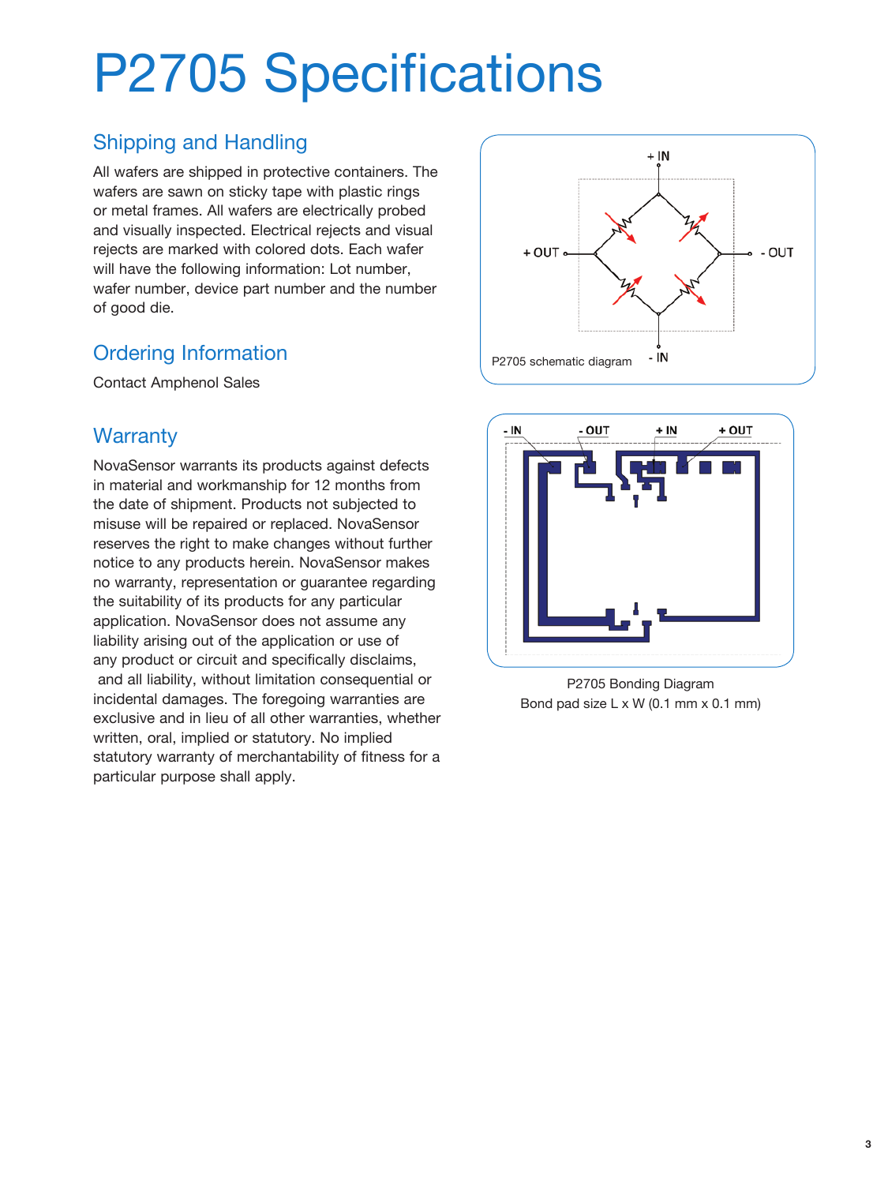# P2705 Specifications

## Shipping and Handling

All wafers are shipped in protective containers. The wafers are sawn on sticky tape with plastic rings or metal frames. All wafers are electrically probed and visually inspected. Electrical rejects and visual rejects are marked with colored dots. Each wafer will have the following information: Lot number, wafer number, device part number and the number of good die.

## Ordering Information

Contact Amphenol Sales

## Warranty

NovaSensor warrants its products against defects in material and workmanship for 12 months from the date of shipment. Products not subjected to misuse will be repaired or replaced. NovaSensor reserves the right to make changes without further notice to any products herein. NovaSensor makes no warranty, representation or guarantee regarding the suitability of its products for any particular application. NovaSensor does not assume any liability arising out of the application or use of any product or circuit and specifically disclaims, and all liability, without limitation consequential or incidental damages. The foregoing warranties are exclusive and in lieu of all other warranties, whether written, oral, implied or statutory. No implied statutory warranty of merchantability of fitness for a particular purpose shall apply.

+ IN

+ OUT

- OUT

- IN

P2705 schematic diagram

- IN - OUT + IN + OUT

P2705 Bonding Diagram

Bond pad size L x W (0.1 mm x 0.1 mm)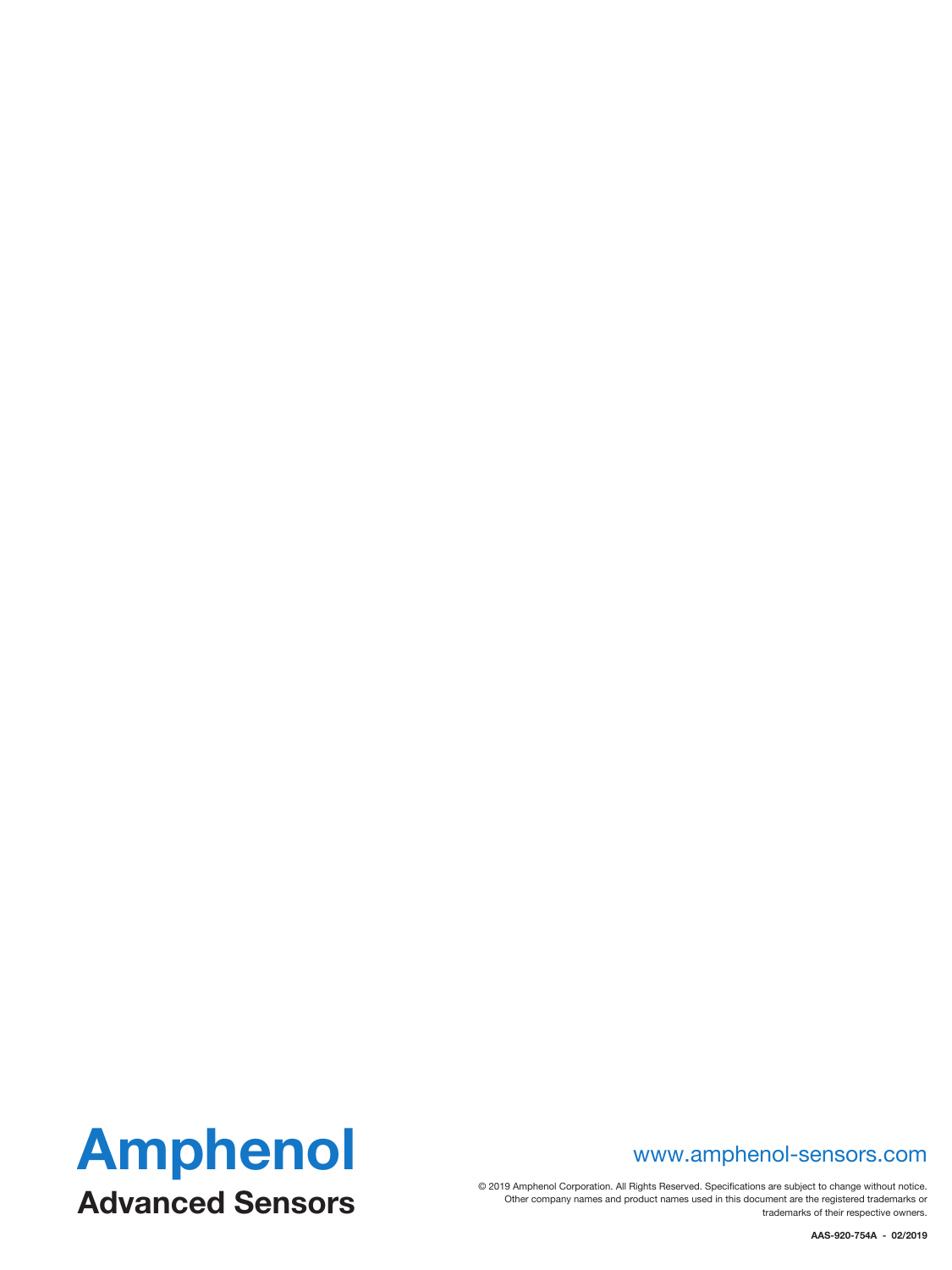**Amphenol**

**Advanced Sensors**

www.amphenol-sensors.com

© 2019 Amphenol Corporation. All Rights Reserved. Specifications are subject to change without notice. Other company names and product names used in this document are the registered trademarks or trademarks of their respective owners.

**AAS-920-754A - 02/2019**